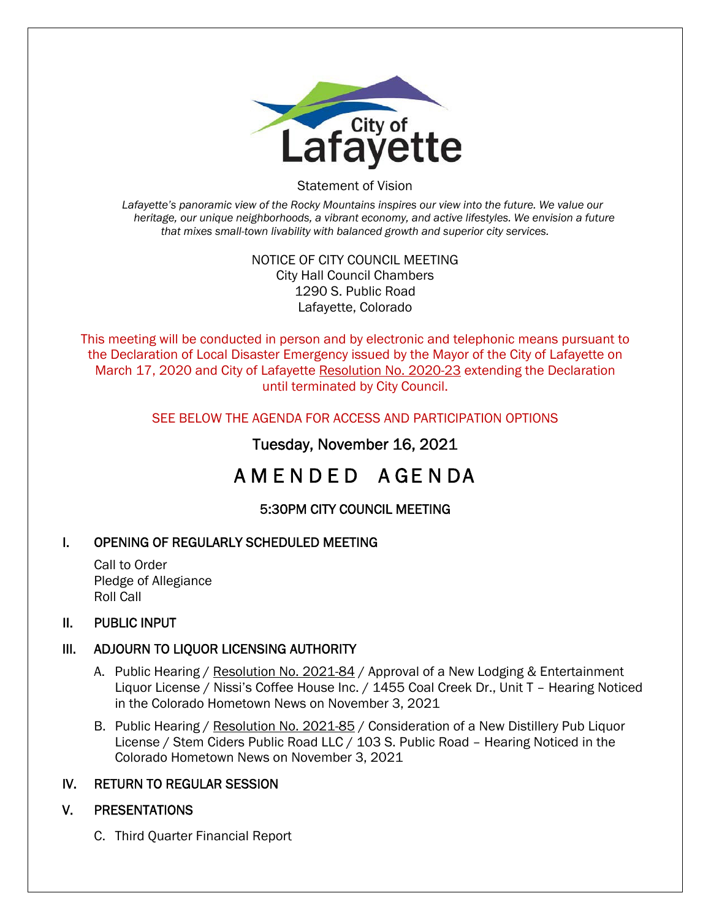City of Lafayette

Statement of Vision

*Lafayette's panoramic view of the Rocky Mountains inspires our view into the future. We value our heritage, our unique neighborhoods, a vibrant economy, and active lifestyles. We envision a future that mixes small-town livability with balanced growth and superior city services.*

NOTICE OF CITY COUNCIL MEETING
City Hall Council Chambers
1290 S. Public Road
Lafayette, Colorado

This meeting will be conducted in person and by electronic and telephonic means pursuant to the Declaration of Local Disaster Emergency issued by the Mayor of the City of Lafayette on March 17, 2020 and City of Lafayette Resolution No. 2020-23 extending the Declaration until terminated by City Council.

SEE BELOW THE AGENDA FOR ACCESS AND PARTICIPATION OPTIONS

Tuesday, November 16, 2021

# AMENDED AGENDA

## 5:30PM CITY COUNCIL MEETING

## I. OPENING OF REGULARLY SCHEDULED MEETING

Call to Order
Pledge of Allegiance
Roll Call

## II. PUBLIC INPUT

## III. ADJOURN TO LIQUOR LICENSING AUTHORITY

A. Public Hearing / Resolution No. 2021-84 / Approval of a New Lodging & Entertainment Liquor License / Nissi's Coffee House Inc. / 1455 Coal Creek Dr., Unit T – Hearing Noticed in the Colorado Hometown News on November 3, 2021

B. Public Hearing / Resolution No. 2021-85 / Consideration of a New Distillery Pub Liquor License / Stem Ciders Public Road LLC / 103 S. Public Road – Hearing Noticed in the Colorado Hometown News on November 3, 2021

## IV. RETURN TO REGULAR SESSION

## V. PRESENTATIONS

C. Third Quarter Financial Report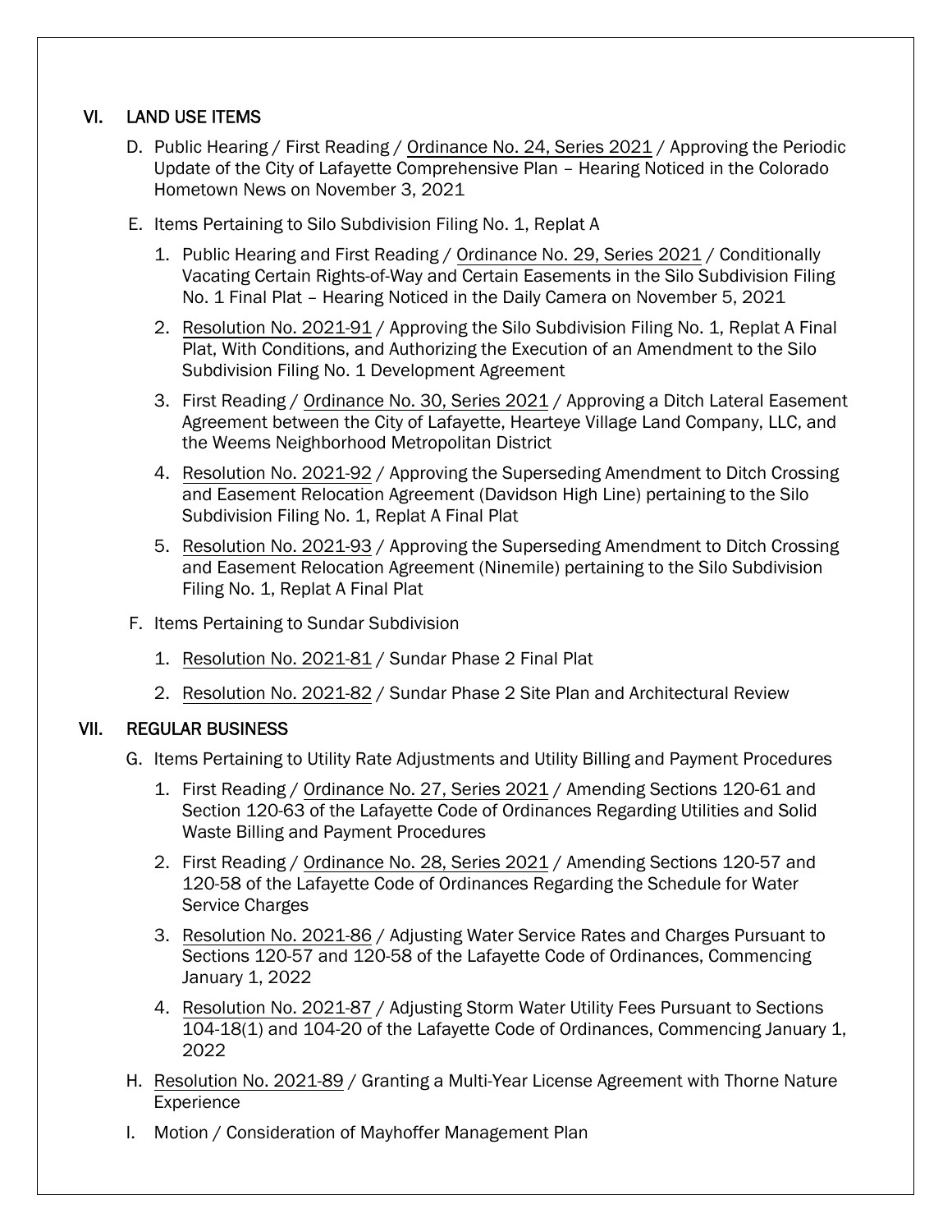## VI. LAND USE ITEMS

D. Public Hearing / First Reading / Ordinance No. 24, Series 2021 / Approving the Periodic Update of the City of Lafayette Comprehensive Plan – Hearing Noticed in the Colorado Hometown News on November 3, 2021

E. Items Pertaining to Silo Subdivision Filing No. 1, Replat A

1. Public Hearing and First Reading / Ordinance No. 29, Series 2021 / Conditionally Vacating Certain Rights-of-Way and Certain Easements in the Silo Subdivision Filing No. 1 Final Plat – Hearing Noticed in the Daily Camera on November 5, 2021
2. Resolution No. 2021-91 / Approving the Silo Subdivision Filing No. 1, Replat A Final Plat, With Conditions, and Authorizing the Execution of an Amendment to the Silo Subdivision Filing No. 1 Development Agreement
3. First Reading / Ordinance No. 30, Series 2021 / Approving a Ditch Lateral Easement Agreement between the City of Lafayette, Hearteye Village Land Company, LLC, and the Weems Neighborhood Metropolitan District
4. Resolution No. 2021-92 / Approving the Superseding Amendment to Ditch Crossing and Easement Relocation Agreement (Davidson High Line) pertaining to the Silo Subdivision Filing No. 1, Replat A Final Plat
5. Resolution No. 2021-93 / Approving the Superseding Amendment to Ditch Crossing and Easement Relocation Agreement (Ninemile) pertaining to the Silo Subdivision Filing No. 1, Replat A Final Plat

F. Items Pertaining to Sundar Subdivision

1. Resolution No. 2021-81 / Sundar Phase 2 Final Plat
2. Resolution No. 2021-82 / Sundar Phase 2 Site Plan and Architectural Review

## VII. REGULAR BUSINESS

G. Items Pertaining to Utility Rate Adjustments and Utility Billing and Payment Procedures

1. First Reading / Ordinance No. 27, Series 2021 / Amending Sections 120-61 and Section 120-63 of the Lafayette Code of Ordinances Regarding Utilities and Solid Waste Billing and Payment Procedures
2. First Reading / Ordinance No. 28, Series 2021 / Amending Sections 120-57 and 120-58 of the Lafayette Code of Ordinances Regarding the Schedule for Water Service Charges
3. Resolution No. 2021-86 / Adjusting Water Service Rates and Charges Pursuant to Sections 120-57 and 120-58 of the Lafayette Code of Ordinances, Commencing January 1, 2022
4. Resolution No. 2021-87 / Adjusting Storm Water Utility Fees Pursuant to Sections 104-18(1) and 104-20 of the Lafayette Code of Ordinances, Commencing January 1, 2022

H. Resolution No. 2021-89 / Granting a Multi-Year License Agreement with Thorne Nature Experience

I. Motion / Consideration of Mayhoffer Management Plan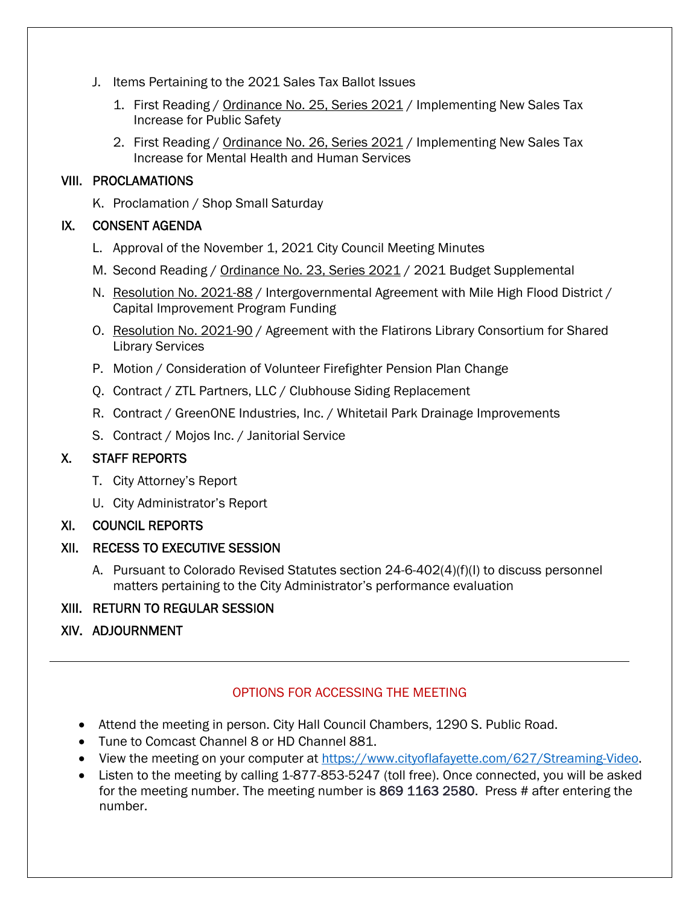J. Items Pertaining to the 2021 Sales Tax Ballot Issues

   1. First Reading / Ordinance No. 25, Series 2021 / Implementing New Sales Tax Increase for Public Safety

   2. First Reading / Ordinance No. 26, Series 2021 / Implementing New Sales Tax Increase for Mental Health and Human Services

## VIII. PROCLAMATIONS

K. Proclamation / Shop Small Saturday

## IX. CONSENT AGENDA

L. Approval of the November 1, 2021 City Council Meeting Minutes

M. Second Reading / Ordinance No. 23, Series 2021 / 2021 Budget Supplemental

N. Resolution No. 2021-88 / Intergovernmental Agreement with Mile High Flood District / Capital Improvement Program Funding

O. Resolution No. 2021-90 / Agreement with the Flatirons Library Consortium for Shared Library Services

P. Motion / Consideration of Volunteer Firefighter Pension Plan Change

Q. Contract / ZTL Partners, LLC / Clubhouse Siding Replacement

R. Contract / GreenONE Industries, Inc. / Whitetail Park Drainage Improvements

S. Contract / Mojos Inc. / Janitorial Service

## X. STAFF REPORTS

T. City Attorney's Report

U. City Administrator's Report

## XI. COUNCIL REPORTS

## XII. RECESS TO EXECUTIVE SESSION

A. Pursuant to Colorado Revised Statutes section 24-6-402(4)(f)(I) to discuss personnel matters pertaining to the City Administrator's performance evaluation

## XIII. RETURN TO REGULAR SESSION

## XIV. ADJOURNMENT

---

OPTIONS FOR ACCESSING THE MEETING

- Attend the meeting in person. City Hall Council Chambers, 1290 S. Public Road.
- Tune to Comcast Channel 8 or HD Channel 881.
- View the meeting on your computer at https://www.cityoflafayette.com/627/Streaming-Video.
- Listen to the meeting by calling 1-877-853-5247 (toll free). Once connected, you will be asked for the meeting number. The meeting number is 869 1163 2580. Press # after entering the number.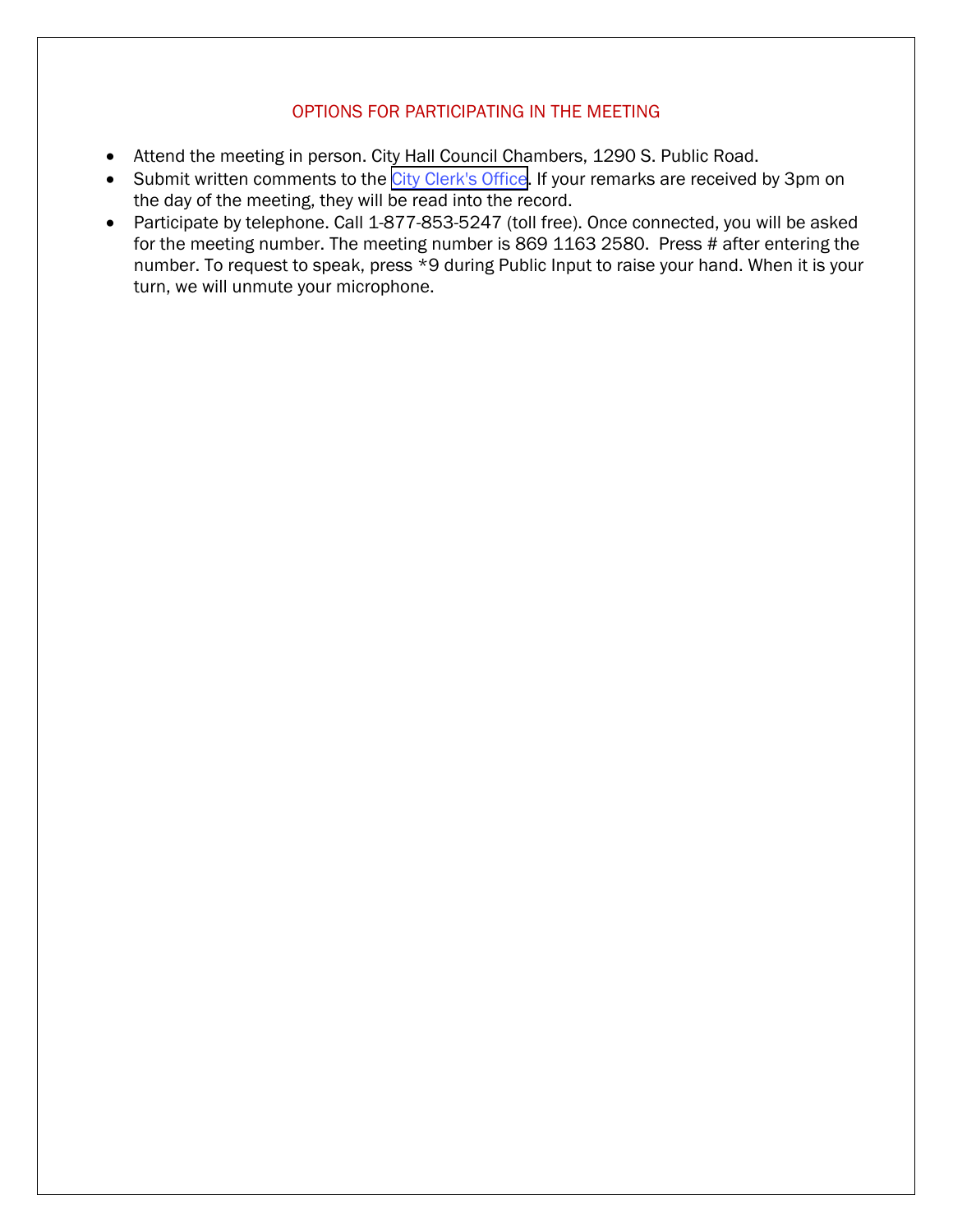## OPTIONS FOR PARTICIPATING IN THE MEETING

- Attend the meeting in person. City Hall Council Chambers, 1290 S. Public Road.
- Submit written comments to the City Clerk's Office. If your remarks are received by 3pm on the day of the meeting, they will be read into the record.
- Participate by telephone. Call 1-877-853-5247 (toll free). Once connected, you will be asked for the meeting number. The meeting number is 869 1163 2580. Press # after entering the number. To request to speak, press *9 during Public Input to raise your hand. When it is your turn, we will unmute your microphone.